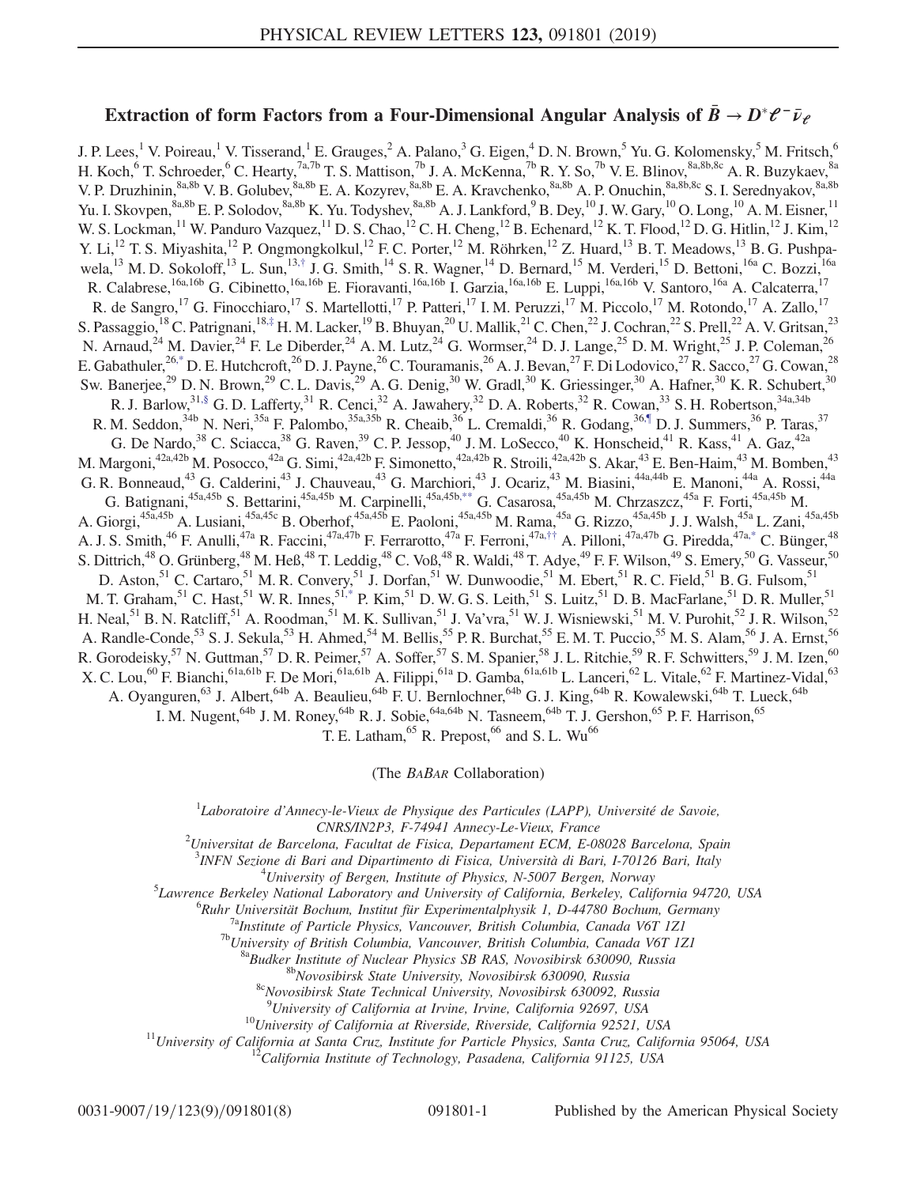# Extraction of form Factors from a Four-Dimensional Angular Analysis of $\bar{B} \to D^{*}\ell^{-}\bar{\nu}_{\ell}$

J. P. Lees,[1] V. Poireau,[1] V. Tisserand,[1] E. Grauges,[2] A. Palano,[3] G. Eigen,[4] D. N. Brown,[5] Yu. G. Kolomensky,[5] M. Fritsch,[6] H. Koch,[6] T. Schroeder,[6] C. Hearty,[7a,7b] T. S. Mattison,[7b] J. A. McKenna,[7b] R. Y. So,[7b] V. E. Blinov,[8a,8b,8c] A. R. Buzykaev,[8a] V. P. Druzhinin,[8a,8b] V. B. Golubev,[8a,8b] E. A. Kozyrev,[8a,8b] E. A. Kravchenko,[8a,8b] A. P. Onuchin,[8a,8b,8c] S. I. Serednyakov,[8a,8b] Yu. I. Skovpen,[8a,8b] E. P. Solodov,[8a,8b] K. Yu. Todyshev,[8a,8b] A. J. Lankford,[9] B. Dey,[10] J. W. Gary,[10] O. Long,[10] A. M. Eisner,[11] W. S. Lockman,[11] W. Panduro Vazquez,[11] D. S. Chao,[12] C. H. Cheng,[12] B. Echenard,[12] K. T. Flood,[12] D. G. Hitlin,[12] J. Kim,[12] Y. Li,[12] T. S. Miyashita,[12] P. Ongmongkolkul,[12] F. C. Porter,[12] M. Röhrken,[12] Z. Huard,[13] B. T. Meadows,[13] B. G. Pushpawela,[13] M. D. Sokoloff,[13] L. Sun,[13,†] J. G. Smith,[14] S. R. Wagner,[14] D. Bernard,[15] M. Verderi,[15] D. Bettoni,[16a] C. Bozzi,[16a] R. Calabrese,[16a,16b] G. Cibinetto,[16a,16b] E. Fioravanti,[16a,16b] I. Garzia,[16a,16b] E. Luppi,[16a,16b] V. Santoro,[16a] A. Calcaterra,[17] R. de Sangro,[17] G. Finocchiaro,[17] S. Martellotti,[17] P. Patteri,[17] I. M. Peruzzi,[17] M. Piccolo,[17] M. Rotondo,[17] A. Zallo,[17] S. Passaggio,[18] C. Patrignani,[18,‡] H. M. Lacker,[19] B. Bhuyan,[20] U. Mallik,[21] C. Chen,[22] J. Cochran,[22] S. Prell,[22] A. V. Gritsan,[23] N. Arnaud,[24] M. Davier,[24] F. Le Diberder,[24] A. M. Lutz,[24] G. Wormser,[24] D. J. Lange,[25] D. M. Wright,[25] J. P. Coleman,[26] E. Gabathuler,[26,*] D. E. Hutchcroft,[26] D. J. Payne,[26] C. Touramanis,[26] A. J. Bevan,[27] F. Di Lodovico,[27] R. Sacco,[27] G. Cowan,[28] Sw. Banerjee,[29] D. N. Brown,[29] C. L. Davis,[29] A. G. Denig,[30] W. Gradl,[30] K. Griessinger,[30] A. Hafner,[30] K. R. Schubert,[30] R. J. Barlow,[31,§] G. D. Lafferty,[31] R. Cenci,[32] A. Jawahery,[32] D. A. Roberts,[32] R. Cowan,[33] S. H. Robertson,[34a,34b] R. M. Seddon,[34b] N. Neri,[35a] F. Palombo,[35a,35b] R. Cheaib,[36] L. Cremaldi,[36] R. Godang,[36,¶] D. J. Summers,[36] P. Taras,[37] G. De Nardo,[38] C. Sciacca,[38] G. Raven,[39] C. P. Jessop,[40] J. M. LoSecco,[40] K. Honscheid,[41] R. Kass,[41] A. Gaz,[42a] M. Margoni,[42a,42b] M. Posocco,[42a] G. Simi,[42a,42b] F. Simonetto,[42a,42b] R. Stroili,[42a,42b] S. Akar,[43] E. Ben-Haim,[43] M. Bomben,[43] G. R. Bonneaud,[43] G. Calderini,[43] J. Chauveau,[43] G. Marchiori,[43] J. Ocariz,[43] M. Biasini,[44a,44b] E. Manoni,[44a] A. Rossi,[44a] G. Batignani,[45a,45b] S. Bettarini,[45a,45b] M. Carpinelli,[45a,45b,**] G. Casarosa,[45a,45b] M. Chrzaszcz,[45a] F. Forti,[45a,45b] M. A. Giorgi,[45a,45b] A. Lusiani,[45a,45c] B. Oberhof,[45a,45b] E. Paoloni,[45a,45b] M. Rama,[45a] G. Rizzo,[45a,45b] J. J. Walsh,[45a] L. Zani,[45a,45b] A. J. S. Smith,[46] F. Anulli,[47a] R. Faccini,[47a,47b] F. Ferrarotto,[47a] F. Ferroni,[47a,††] A. Pilloni,[47a,47b] G. Piredda,[47a,*] C. Bünger,[48] S. Dittrich,[48] O. Grünberg,[48] M. Heß,[48] T. Leddig,[48] C. Voß,[48] R. Waldi,[48] T. Adye,[49] F. F. Wilson,[49] S. Emery,[50] G. Vasseur,[50] D. Aston,[51] C. Cartaro,[51] M. R. Convery,[51] J. Dorfan,[51] W. Dunwoodie,[51] M. Ebert,[51] R. C. Field,[51] B. G. Fulsom,[51] M. T. Graham,[51] C. Hast,[51] W. R. Innes,[51,*] P. Kim,[51] D. W. G. S. Leith,[51] S. Luitz,[51] D. B. MacFarlane,[51] D. R. Muller,[51] H. Neal,[51] B. N. Ratcliff,[51] A. Roodman,[51] M. K. Sullivan,[51] J. Va'vra,[51] W. J. Wisniewski,[51] M. V. Purohit,[52] J. R. Wilson,[52] A. Randle-Conde,[53] S. J. Sekula,[53] H. Ahmed,[54] M. Bellis,[55] P. R. Burchat,[55] E. M. T. Puccio,[55] M. S. Alam,[56] J. A. Ernst,[56] R. Gorodeisky,[57] N. Guttman,[57] D. R. Peimer,[57] A. Soffer,[57] S. M. Spanier,[58] J. L. Ritchie,[59] R. F. Schwitters,[59] J. M. Izen,[60] X. C. Lou,[60] F. Bianchi,[61a,61b] F. De Mori,[61a,61b] A. Filippi,[61a] D. Gamba,[61a,61b] L. Lanceri,[62] L. Vitale,[62] F. Martinez-Vidal,[63] A. Oyanguren,[63] J. Albert,[64b] A. Beaulieu,[64b] F. U. Bernlochner,[64b] G. J. King,[64b] R. Kowalewski,[64b] T. Lueck,[64b] I. M. Nugent,[64b] J. M. Roney,[64b] R. J. Sobie,[64a,64b] N. Tasneem,[64b] T. J. Gershon,[65] P. F. Harrison,[65] T. E. Latham,[65] R. Prepost,[66] and S. L. Wu[66]

(The *BABAR* Collaboration)

[1]*Laboratoire d'Annecy-le-Vieux de Physique des Particules (LAPP), Université de Savoie, CNRS/IN2P3, F-74941 Annecy-Le-Vieux, France*
[2]*Universitat de Barcelona, Facultat de Fisica, Departament ECM, E-08028 Barcelona, Spain*
[3]*INFN Sezione di Bari and Dipartimento di Fisica, Università di Bari, I-70126 Bari, Italy*
[4]*University of Bergen, Institute of Physics, N-5007 Bergen, Norway*
[5]*Lawrence Berkeley National Laboratory and University of California, Berkeley, California 94720, USA*
[6]*Ruhr Universität Bochum, Institut für Experimentalphysik 1, D-44780 Bochum, Germany*
[7a]*Institute of Particle Physics, Vancouver, British Columbia, Canada V6T 1Z1*
[7b]*University of British Columbia, Vancouver, British Columbia, Canada V6T 1Z1*
[8a]*Budker Institute of Nuclear Physics SB RAS, Novosibirsk 630090, Russia*
[8b]*Novosibirsk State University, Novosibirsk 630090, Russia*
[8c]*Novosibirsk State Technical University, Novosibirsk 630092, Russia*
[9]*University of California at Irvine, Irvine, California 92697, USA*
[10]*University of California at Riverside, Riverside, California 92521, USA*
[11]*University of California at Santa Cruz, Institute for Particle Physics, Santa Cruz, California 95064, USA*
[12]*California Institute of Technology, Pasadena, California 91125, USA*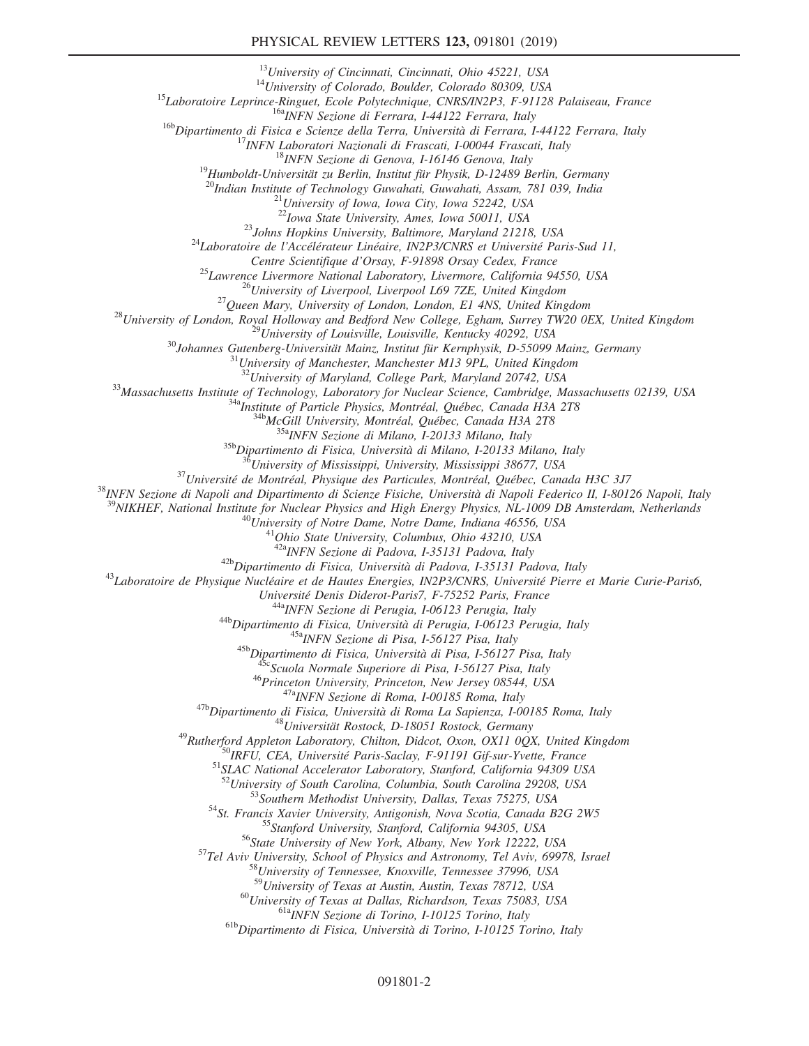[13]University of Cincinnati, Cincinnati, Ohio 45221, USA
[14]University of Colorado, Boulder, Colorado 80309, USA
[15]Laboratoire Leprince-Ringuet, Ecole Polytechnique, CNRS/IN2P3, F-91128 Palaiseau, France
[16a]INFN Sezione di Ferrara, I-44122 Ferrara, Italy
[16b]Dipartimento di Fisica e Scienze della Terra, Università di Ferrara, I-44122 Ferrara, Italy
[17]INFN Laboratori Nazionali di Frascati, I-00044 Frascati, Italy
[18]INFN Sezione di Genova, I-16146 Genova, Italy
[19]Humboldt-Universität zu Berlin, Institut für Physik, D-12489 Berlin, Germany
[20]Indian Institute of Technology Guwahati, Guwahati, Assam, 781 039, India
[21]University of Iowa, Iowa City, Iowa 52242, USA
[22]Iowa State University, Ames, Iowa 50011, USA
[23]Johns Hopkins University, Baltimore, Maryland 21218, USA
[24]Laboratoire de l'Accélérateur Linéaire, IN2P3/CNRS et Université Paris-Sud 11, Centre Scientifique d'Orsay, F-91898 Orsay Cedex, France
[25]Lawrence Livermore National Laboratory, Livermore, California 94550, USA
[26]University of Liverpool, Liverpool L69 7ZE, United Kingdom
[27]Queen Mary, University of London, London, E1 4NS, United Kingdom
[28]University of London, Royal Holloway and Bedford New College, Egham, Surrey TW20 0EX, United Kingdom
[29]University of Louisville, Louisville, Kentucky 40292, USA
[30]Johannes Gutenberg-Universität Mainz, Institut für Kernphysik, D-55099 Mainz, Germany
[31]University of Manchester, Manchester M13 9PL, United Kingdom
[32]University of Maryland, College Park, Maryland 20742, USA
[33]Massachusetts Institute of Technology, Laboratory for Nuclear Science, Cambridge, Massachusetts 02139, USA
[34a]Institute of Particle Physics, Montréal, Québec, Canada H3A 2T8
[34b]McGill University, Montréal, Québec, Canada H3A 2T8
[35a]INFN Sezione di Milano, I-20133 Milano, Italy
[35b]Dipartimento di Fisica, Università di Milano, I-20133 Milano, Italy
[36]University of Mississippi, University, Mississippi 38677, USA
[37]Université de Montréal, Physique des Particules, Montréal, Québec, Canada H3C 3J7
[38]INFN Sezione di Napoli and Dipartimento di Scienze Fisiche, Università di Napoli Federico II, I-80126 Napoli, Italy
[39]NIKHEF, National Institute for Nuclear Physics and High Energy Physics, NL-1009 DB Amsterdam, Netherlands
[40]University of Notre Dame, Notre Dame, Indiana 46556, USA
[41]Ohio State University, Columbus, Ohio 43210, USA
[42a]INFN Sezione di Padova, I-35131 Padova, Italy
[42b]Dipartimento di Fisica, Università di Padova, I-35131 Padova, Italy
[43]Laboratoire de Physique Nucléaire et de Hautes Energies, IN2P3/CNRS, Université Pierre et Marie Curie-Paris6, Université Denis Diderot-Paris7, F-75252 Paris, France
[44a]INFN Sezione di Perugia, I-06123 Perugia, Italy
[44b]Dipartimento di Fisica, Università di Perugia, I-06123 Perugia, Italy
[45a]INFN Sezione di Pisa, I-56127 Pisa, Italy
[45b]Dipartimento di Fisica, Università di Pisa, I-56127 Pisa, Italy
[45c]Scuola Normale Superiore di Pisa, I-56127 Pisa, Italy
[46]Princeton University, Princeton, New Jersey 08544, USA
[47a]INFN Sezione di Roma, I-00185 Roma, Italy
[47b]Dipartimento di Fisica, Università di Roma La Sapienza, I-00185 Roma, Italy
[48]Universität Rostock, D-18051 Rostock, Germany
[49]Rutherford Appleton Laboratory, Chilton, Didcot, Oxon, OX11 0QX, United Kingdom
[50]IRFU, CEA, Université Paris-Saclay, F-91191 Gif-sur-Yvette, France
[51]SLAC National Accelerator Laboratory, Stanford, California 94309 USA
[52]University of South Carolina, Columbia, South Carolina 29208, USA
[53]Southern Methodist University, Dallas, Texas 75275, USA
[54]St. Francis Xavier University, Antigonish, Nova Scotia, Canada B2G 2W5
[55]Stanford University, Stanford, California 94305, USA
[56]State University of New York, Albany, New York 12222, USA
[57]Tel Aviv University, School of Physics and Astronomy, Tel Aviv, 69978, Israel
[58]University of Tennessee, Knoxville, Tennessee 37996, USA
[59]University of Texas at Austin, Austin, Texas 78712, USA
[60]University of Texas at Dallas, Richardson, Texas 75083, USA
[61a]INFN Sezione di Torino, I-10125 Torino, Italy
[61b]Dipartimento di Fisica, Università di Torino, I-10125 Torino, Italy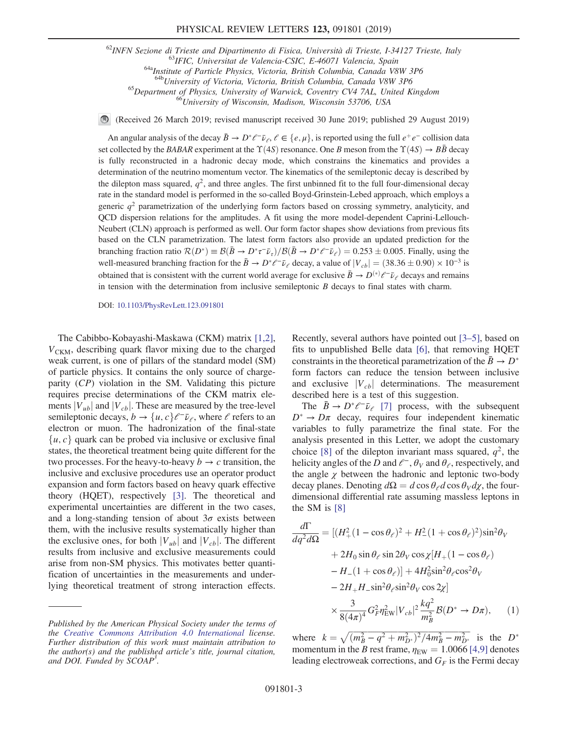[62] INFN Sezione di Trieste and Dipartimento di Fisica, Università di Trieste, I-34127 Trieste, Italy
[63] IFIC, Universitat de Valencia-CSIC, E-46071 Valencia, Spain
[64a] Institute of Particle Physics, Victoria, British Columbia, Canada V8W 3P6
[64b] University of Victoria, Victoria, British Columbia, Canada V8W 3P6
[65] Department of Physics, University of Warwick, Coventry CV4 7AL, United Kingdom
[66] University of Wisconsin, Madison, Wisconsin 53706, USA

(Received 26 March 2019; revised manuscript received 30 June 2019; published 29 August 2019)

An angular analysis of the decay $\bar{B} \to D^* \ell^- \bar{\nu}_\ell$, $\ell \in \{e, \mu\}$, is reported using the full $e^+e^-$ collision data set collected by the *BABAR* experiment at the $\Upsilon(4S)$ resonance. One $B$ meson from the $\Upsilon(4S) \to B\bar{B}$ decay is fully reconstructed in a hadronic decay mode, which constrains the kinematics and provides a determination of the neutrino momentum vector. The kinematics of the semileptonic decay is described by the dilepton mass squared, $q^2$, and three angles. The first unbinned fit to the full four-dimensional decay rate in the standard model is performed in the so-called Boyd-Grinstein-Lebed approach, which employs a generic $q^2$ parametrization of the underlying form factors based on crossing symmetry, analyticity, and QCD dispersion relations for the amplitudes. A fit using the more model-dependent Caprini-Lellouch-Neubert (CLN) approach is performed as well. Our form factor shapes show deviations from previous fits based on the CLN parametrization. The latest form factors also provide an updated prediction for the branching fraction ratio $\mathcal{R}(D^*) \equiv \mathcal{B}(\bar{B} \to D^* \tau^- \bar{\nu}_\tau)/\mathcal{B}(\bar{B} \to D^* \ell^- \bar{\nu}_\ell) = 0.253 \pm 0.005$. Finally, using the well-measured branching fraction for the $\bar{B} \to D^* \ell^- \bar{\nu}_\ell$ decay, a value of $|V_{cb}| = (38.36 \pm 0.90) \times 10^{-3}$ is obtained that is consistent with the current world average for exclusive $\bar{B} \to D^{(*)} \ell^- \bar{\nu}_\ell$ decays and remains in tension with the determination from inclusive semileptonic $B$ decays to final states with charm.

DOI: 10.1103/PhysRevLett.123.091801

The Cabibbo-Kobayashi-Maskawa (CKM) matrix [1,2], $V_{\rm CKM}$, describing quark flavor mixing due to the charged weak current, is one of pillars of the standard model (SM) of particle physics. It contains the only source of charge-parity ($CP$) violation in the SM. Validating this picture requires precise determinations of the CKM matrix elements $|V_{ub}|$ and $|V_{cb}|$. These are measured by the tree-level semileptonic decays, $b \to \{u, c\} \ell^- \bar{\nu}_\ell$, where $\ell$ refers to an electron or muon. The hadronization of the final-state $\{u, c\}$ quark can be probed via inclusive or exclusive final states, the theoretical treatment being quite different for the two processes. For the heavy-to-heavy $b \to c$ transition, the inclusive and exclusive procedures use an operator product expansion and form factors based on heavy quark effective theory (HQET), respectively [3]. The theoretical and experimental uncertainties are different in the two cases, and a long-standing tension of about $3\sigma$ exists between them, with the inclusive results systematically higher than the exclusive ones, for both $|V_{ub}|$ and $|V_{cb}|$. The different results from inclusive and exclusive measurements could arise from non-SM physics. This motivates better quantification of uncertainties in the measurements and underlying theoretical treatment of strong interaction effects. Recently, several authors have pointed out [3–5], based on fits to unpublished Belle data [6], that removing HQET constraints in the theoretical parametrization of the $\bar{B} \to D^*$ form factors can reduce the tension between inclusive and exclusive $|V_{cb}|$ determinations. The measurement described here is a test of this suggestion.

The $\bar{B} \to D^* \ell^- \bar{\nu}_\ell$ [7] process, with the subsequent $D^* \to D\pi$ decay, requires four independent kinematic variables to fully parametrize the final state. For the analysis presented in this Letter, we adopt the customary choice [8] of the dilepton invariant mass squared, $q^2$, the helicity angles of the $D$ and $\ell^-$, $\theta_V$ and $\theta_\ell$, respectively, and the angle $\chi$ between the hadronic and leptonic two-body decay planes. Denoting $d\Omega = d\cos\theta_\ell d\cos\theta_V d\chi$, the four-dimensional differential rate assuming massless leptons in the SM is [8]

$$
\begin{aligned}
\frac{d\Gamma}{dq^2 d\Omega} = {} & [(H_+^2(1-\cos\theta_\ell)^2 + H_-^2(1+\cos\theta_\ell)^2)\sin^2\theta_V \\
& + 2H_0 \sin\theta_\ell \sin 2\theta_V \cos\chi [H_+(1-\cos\theta_\ell) \\
& - H_-(1+\cos\theta_\ell)] + 4H_0^2 \sin^2\theta_\ell \cos^2\theta_V \\
& - 2H_+H_- \sin^2\theta_\ell \sin^2\theta_V \cos 2\chi] \\
& \times \frac{3}{8(4\pi)^4} G_F^2 \eta_{\rm EW}^2 |V_{cb}|^2 \frac{kq^2}{m_B^2} \mathcal{B}(D^* \to D\pi), \qquad (1)
\end{aligned}
$$

where $k = \sqrt{(m_B^2 - q^2 + m_{D^*}^2)^2/4m_B^2 - m_{D^*}^2}$ is the $D^*$ momentum in the $B$ rest frame, $\eta_{\rm EW} = 1.0066$ [4,9] denotes leading electroweak corrections, and $G_F$ is the Fermi decay

---

*Published by the American Physical Society under the terms of the Creative Commons Attribution 4.0 International license. Further distribution of this work must maintain attribution to the author(s) and the published article's title, journal citation, and DOI. Funded by SCOAP[3].*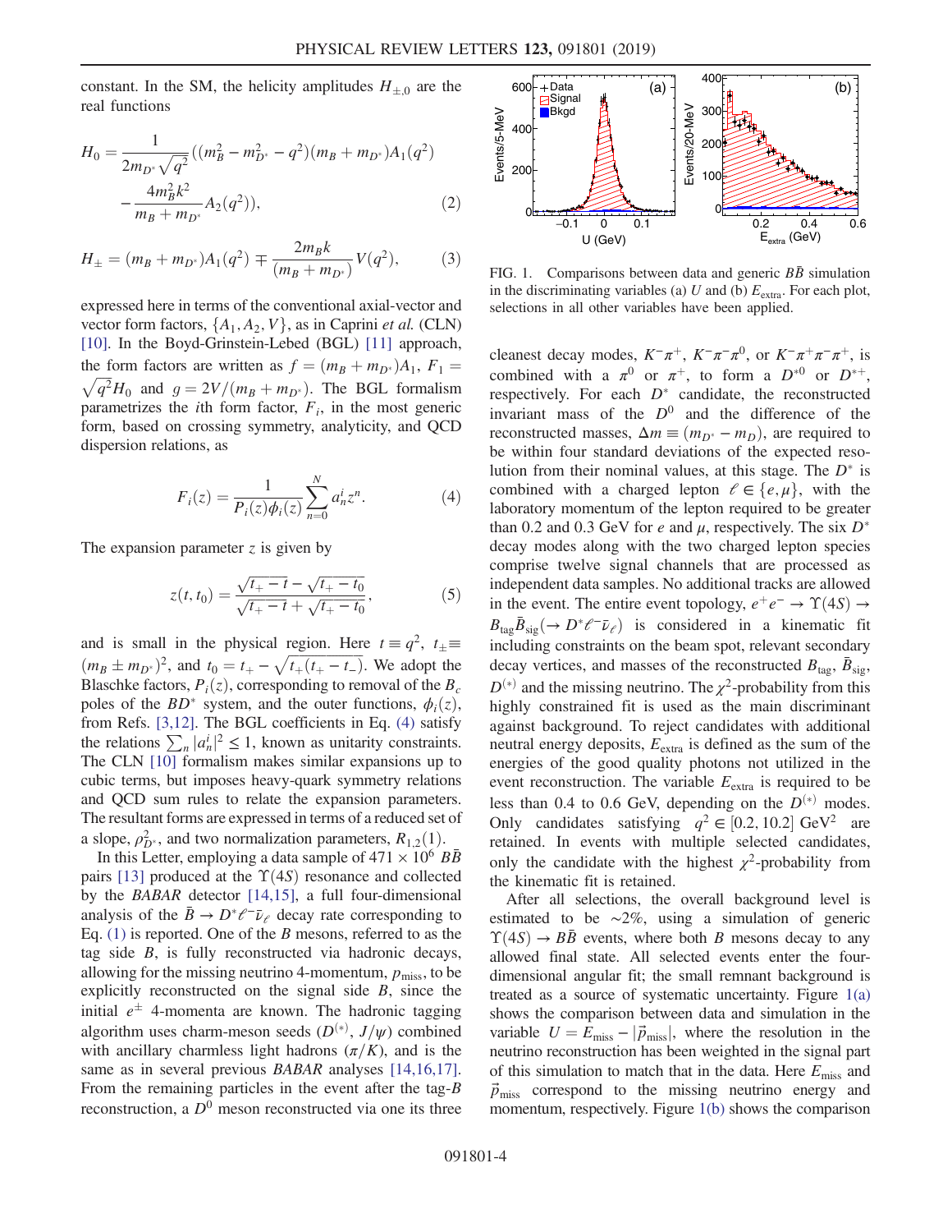constant. In the SM, the helicity amplitudes $H_{\pm,0}$ are the real functions

$$H_0 = \frac{1}{2m_{D^*}\sqrt{q^2}}((m_B^2 - m_{D^*}^2 - q^2)(m_B + m_{D^*})A_1(q^2) - \frac{4m_B^2 k^2}{m_B + m_{D^*}}A_2(q^2)), \tag{2}$$

$$H_{\pm} = (m_B + m_{D^*})A_1(q^2) \mp \frac{2m_B k}{(m_B + m_{D^*})}V(q^2), \tag{3}$$

expressed here in terms of the conventional axial-vector and vector form factors, $\{A_1, A_2, V\}$, as in Caprini *et al.* (CLN) [10]. In the Boyd-Grinstein-Lebed (BGL) [11] approach, the form factors are written as $f = (m_B + m_{D^*})A_1$, $F_1 = \sqrt{q^2}H_0$ and $g = 2V/(m_B + m_{D^*})$. The BGL formalism parametrizes the $i$th form factor, $F_i$, in the most generic form, based on crossing symmetry, analyticity, and QCD dispersion relations, as

$$F_i(z) = \frac{1}{P_i(z)\phi_i(z)}\sum_{n=0}^{N} a_n^i z^n. \tag{4}$$

The expansion parameter $z$ is given by

$$z(t, t_0) = \frac{\sqrt{t_+ - t} - \sqrt{t_+ - t_0}}{\sqrt{t_+ - t} + \sqrt{t_+ - t_0}}, \tag{5}$$

and is small in the physical region. Here $t \equiv q^2$, $t_\pm \equiv (m_B \pm m_{D^*})^2$, and $t_0 = t_+ - \sqrt{t_+(t_+ - t_-)}$. We adopt the Blaschke factors, $P_i(z)$, corresponding to removal of the $B_c$ poles of the $BD^*$ system, and the outer functions, $\phi_i(z)$, from Refs. [3,12]. The BGL coefficients in Eq. (4) satisfy the relations $\sum_n |a_n^i|^2 \leq 1$, known as unitarity constraints. The CLN [10] formalism makes similar expansions up to cubic terms, but imposes heavy-quark symmetry relations and QCD sum rules to relate the expansion parameters. The resultant forms are expressed in terms of a reduced set of a slope, $\rho_{D^*}^2$, and two normalization parameters, $R_{1,2}(1)$.

In this Letter, employing a data sample of $471 \times 10^6$ $B\bar{B}$ pairs [13] produced at the $\Upsilon(4S)$ resonance and collected by the *BABAR* detector [14,15], a full four-dimensional analysis of the $\bar{B} \to D^* \ell^- \bar{\nu}_\ell$ decay rate corresponding to Eq. (1) is reported. One of the $B$ mesons, referred to as the tag side $B$, is fully reconstructed via hadronic decays, allowing for the missing neutrino 4-momentum, $p_{\text{miss}}$, to be explicitly reconstructed on the signal side $B$, since the initial $e^\pm$ 4-momenta are known. The hadronic tagging algorithm uses charm-meson seeds ($D^{(*)}$, $J/\psi$) combined with ancillary charmless light hadrons ($\pi/K$), and is the same as in several previous *BABAR* analyses [14,16,17]. From the remaining particles in the event after the tag-$B$ reconstruction, a $D^0$ meson reconstructed via one its three cleanest decay modes, $K^-\pi^+$, $K^-\pi^-\pi^0$, or $K^-\pi^+\pi^-\pi^+$, is combined with a $\pi^0$ or $\pi^+$, to form a $D^{*0}$ or $D^{*+}$, respectively. For each $D^*$ candidate, the reconstructed invariant mass of the $D^0$ and the difference of the reconstructed masses, $\Delta m \equiv (m_{D^*} - m_D)$, are required to be within four standard deviations of the expected resolution from their nominal values, at this stage. The $D^*$ is combined with a charged lepton $\ell \in \{e, \mu\}$, with the laboratory momentum of the lepton required to be greater than 0.2 and 0.3 GeV for $e$ and $\mu$, respectively. The six $D^*$ decay modes along with the two charged lepton species comprise twelve signal channels that are processed as independent data samples. No additional tracks are allowed in the event. The entire event topology, $e^+e^- \to \Upsilon(4S) \to B_{\text{tag}}\bar{B}_{\text{sig}}(\to D^*\ell^-\bar{\nu}_\ell)$ is considered in a kinematic fit including constraints on the beam spot, relevant secondary decay vertices, and masses of the reconstructed $B_{\text{tag}}$, $\bar{B}_{\text{sig}}$, $D^{(*)}$ and the missing neutrino. The $\chi^2$-probability from this highly constrained fit is used as the main discriminant against background. To reject candidates with additional neutral energy deposits, $E_{\text{extra}}$ is defined as the sum of the energies of the good quality photons not utilized in the event reconstruction. The variable $E_{\text{extra}}$ is required to be less than 0.4 to 0.6 GeV, depending on the $D^{(*)}$ modes. Only candidates satisfying $q^2 \in [0.2, 10.2]$ GeV$^2$ are retained. In events with multiple selected candidates, only the candidate with the highest $\chi^2$-probability from the kinematic fit is retained.

After all selections, the overall background level is estimated to be $\sim$2%, using a simulation of generic $\Upsilon(4S) \to B\bar{B}$ events, where both $B$ mesons decay to any allowed final state. All selected events enter the four-dimensional angular fit; the small remnant background is treated as a source of systematic uncertainty. Figure 1(a) shows the comparison between data and simulation in the variable $U = E_{\text{miss}} - |\vec{p}_{\text{miss}}|$, where the resolution in the neutrino reconstruction has been weighted in the signal part of this simulation to match that in the data. Here $E_{\text{miss}}$ and $\vec{p}_{\text{miss}}$ correspond to the missing neutrino energy and momentum, respectively. Figure 1(b) shows the comparison

FIG. 1. Comparisons between data and generic $B\bar{B}$ simulation in the discriminating variables (a) $U$ and (b) $E_{\text{extra}}$. For each plot, selections in all other variables have been applied.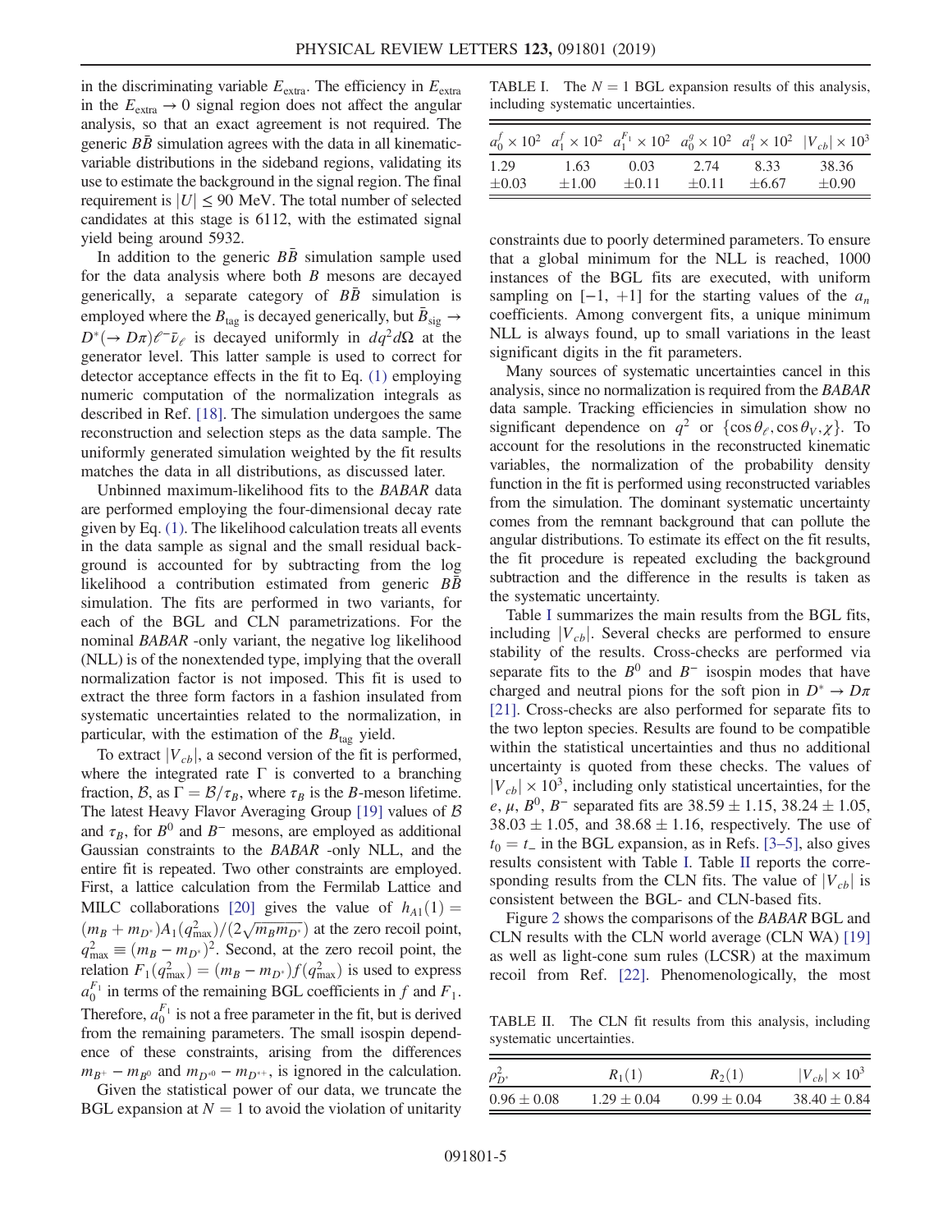in the discriminating variable $E_{extra}$. The efficiency in $E_{extra}$ in the $E_{extra} \to 0$ signal region does not affect the angular analysis, so that an exact agreement is not required. The generic $B\bar{B}$ simulation agrees with the data in all kinematic-variable distributions in the sideband regions, validating its use to estimate the background in the signal region. The final requirement is $|U| \leq 90$ MeV. The total number of selected candidates at this stage is 6112, with the estimated signal yield being around 5932.

In addition to the generic $B\bar{B}$ simulation sample used for the data analysis where both $B$ mesons are decayed generically, a separate category of $B\bar{B}$ simulation is employed where the $B_{tag}$ is decayed generically, but $\bar{B}_{sig} \to D^*(\to D\pi)\ell^-\bar{\nu}_\ell$ is decayed uniformly in $dq^2 d\Omega$ at the generator level. This latter sample is used to correct for detector acceptance effects in the fit to Eq. (1) employing numeric computation of the normalization integrals as described in Ref. [18]. The simulation undergoes the same reconstruction and selection steps as the data sample. The uniformly generated simulation weighted by the fit results matches the data in all distributions, as discussed later.

Unbinned maximum-likelihood fits to the *BABAR* data are performed employing the four-dimensional decay rate given by Eq. (1). The likelihood calculation treats all events in the data sample as signal and the small residual background is accounted for by subtracting from the log likelihood a contribution estimated from generic $B\bar{B}$ simulation. The fits are performed in two variants, for each of the BGL and CLN parametrizations. For the nominal *BABAR* -only variant, the negative log likelihood (NLL) is of the nonextended type, implying that the overall normalization factor is not imposed. This fit is used to extract the three form factors in a fashion insulated from systematic uncertainties related to the normalization, in particular, with the estimation of the $B_{tag}$ yield.

To extract $|V_{cb}|$, a second version of the fit is performed, where the integrated rate $\Gamma$ is converted to a branching fraction, $\mathcal{B}$, as $\Gamma = \mathcal{B}/\tau_B$, where $\tau_B$ is the $B$-meson lifetime. The latest Heavy Flavor Averaging Group [19] values of $\mathcal{B}$ and $\tau_B$, for $B^0$ and $B^-$ mesons, are employed as additional Gaussian constraints to the *BABAR* -only NLL, and the entire fit is repeated. Two other constraints are employed. First, a lattice calculation from the Fermilab Lattice and MILC collaborations [20] gives the value of $h_{A1}(1) = (m_B + m_{D^*})A_1(q^2_{max})/(2\sqrt{m_B m_{D^*}})$ at the zero recoil point, $q^2_{max} \equiv (m_B - m_{D^*})^2$. Second, at the zero recoil point, the relation $F_1(q^2_{max}) = (m_B - m_{D^*})f(q^2_{max})$ is used to express $a_0^{F_1}$ in terms of the remaining BGL coefficients in $f$ and $F_1$. Therefore, $a_0^{F_1}$ is not a free parameter in the fit, but is derived from the remaining parameters. The small isospin dependence of these constraints, arising from the differences $m_{B^+} - m_{B^0}$ and $m_{D^{*0}} - m_{D^{*+}}$, is ignored in the calculation.

Given the statistical power of our data, we truncate the BGL expansion at $N = 1$ to avoid the violation of unitarity constraints due to poorly determined parameters. To ensure that a global minimum for the NLL is reached, 1000 instances of the BGL fits are executed, with uniform sampling on $[-1, +1]$ for the starting values of the $a_n$ coefficients. Among convergent fits, a unique minimum NLL is always found, up to small variations in the least significant digits in the fit parameters.

TABLE I. The $N = 1$ BGL expansion results of this analysis, including systematic uncertainties.

| $a_0^f \times 10^2$ | $a_1^f \times 10^2$ | $a_1^{F_1} \times 10^2$ | $a_0^g \times 10^2$ | $a_1^g \times 10^2$ | $\lvert V_{cb}\rvert \times 10^3$ |
|---|---|---|---|---|---|
| 1.29 | 1.63 | 0.03 | 2.74 | 8.33 | 38.36 |
| $\pm 0.03$ | $\pm 1.00$ | $\pm 0.11$ | $\pm 0.11$ | $\pm 6.67$ | $\pm 0.90$ |

Many sources of systematic uncertainties cancel in this analysis, since no normalization is required from the *BABAR* data sample. Tracking efficiencies in simulation show no significant dependence on $q^2$ or $\{\cos\theta_\ell, \cos\theta_V, \chi\}$. To account for the resolutions in the reconstructed kinematic variables, the normalization of the probability density function in the fit is performed using reconstructed variables from the simulation. The dominant systematic uncertainty comes from the remnant background that can pollute the angular distributions. To estimate its effect on the fit results, the fit procedure is repeated excluding the background subtraction and the difference in the results is taken as the systematic uncertainty.

Table I summarizes the main results from the BGL fits, including $|V_{cb}|$. Several checks are performed to ensure stability of the results. Cross-checks are performed via separate fits to the $B^0$ and $B^-$ isospin modes that have charged and neutral pions for the soft pion in $D^* \to D\pi$ [21]. Cross-checks are also performed for separate fits to the two lepton species. Results are found to be compatible within the statistical uncertainties and thus no additional uncertainty is quoted from these checks. The values of $|V_{cb}| \times 10^3$, including only statistical uncertainties, for the $e$, $\mu$, $B^0$, $B^-$ separated fits are $38.59 \pm 1.15$, $38.24 \pm 1.05$, $38.03 \pm 1.05$, and $38.68 \pm 1.16$, respectively. The use of $t_0 = t_-$ in the BGL expansion, as in Refs. [3–5], also gives results consistent with Table I. Table II reports the corresponding results from the CLN fits. The value of $|V_{cb}|$ is consistent between the BGL- and CLN-based fits.

TABLE II. The CLN fit results from this analysis, including systematic uncertainties.

| $\rho^2_{D^*}$ | $R_1(1)$ | $R_2(1)$ | $\lvert V_{cb}\rvert \times 10^3$ |
|---|---|---|---|
| $0.96 \pm 0.08$ | $1.29 \pm 0.04$ | $0.99 \pm 0.04$ | $38.40 \pm 0.84$ |

Figure 2 shows the comparisons of the *BABAR* BGL and CLN results with the CLN world average (CLN WA) [19] as well as light-cone sum rules (LCSR) at the maximum recoil from Ref. [22]. Phenomenologically, the most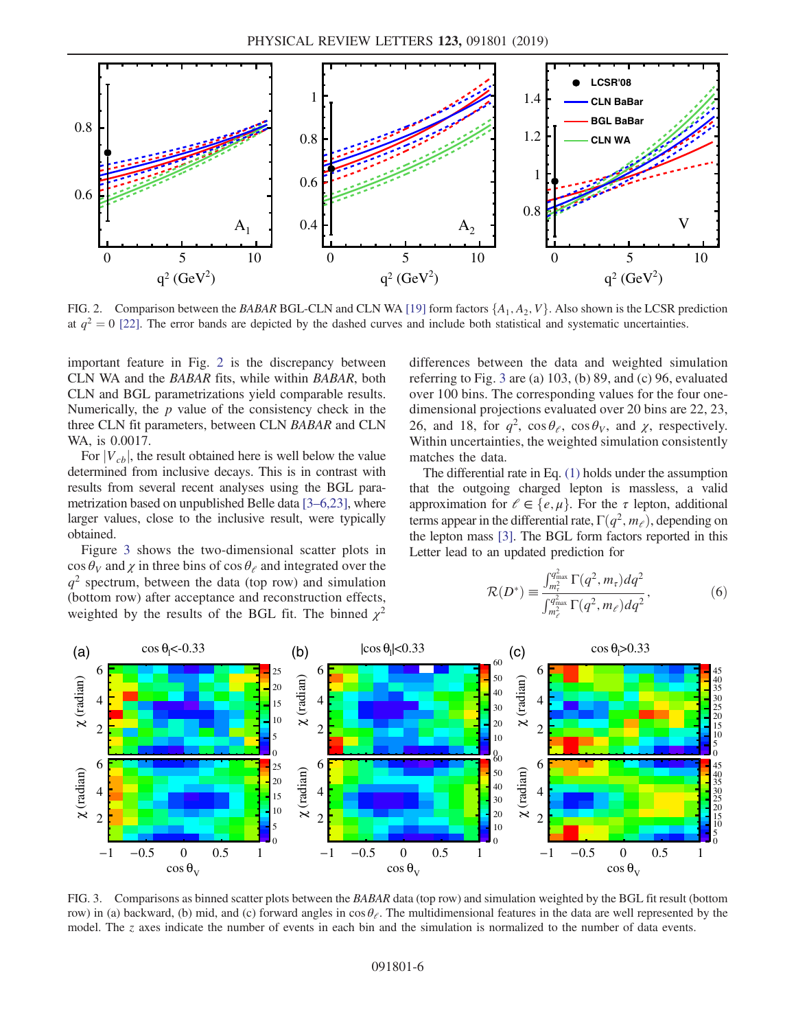FIG. 2. Comparison between the *BABAR* BGL-CLN and CLN WA [19] form factors $\{A_1, A_2, V\}$. Also shown is the LCSR prediction at $q^2 = 0$ [22]. The error bands are depicted by the dashed curves and include both statistical and systematic uncertainties.

important feature in Fig. 2 is the discrepancy between CLN WA and the *BABAR* fits, while within *BABAR*, both CLN and BGL parametrizations yield comparable results. Numerically, the $p$ value of the consistency check in the three CLN fit parameters, between CLN *BABAR* and CLN WA, is 0.0017.

For $|V_{cb}|$, the result obtained here is well below the value determined from inclusive decays. This is in contrast with results from several recent analyses using the BGL parametrization based on unpublished Belle data [3–6,23], where larger values, close to the inclusive result, were typically obtained.

Figure 3 shows the two-dimensional scatter plots in $\cos\theta_V$ and $\chi$ in three bins of $\cos\theta_\ell$ and integrated over the $q^2$ spectrum, between the data (top row) and simulation (bottom row) after acceptance and reconstruction effects, weighted by the results of the BGL fit. The binned $\chi^2$ differences between the data and weighted simulation referring to Fig. 3 are (a) 103, (b) 89, and (c) 96, evaluated over 100 bins. The corresponding values for the four one-dimensional projections evaluated over 20 bins are 22, 23, 26, and 18, for $q^2$, $\cos\theta_\ell$, $\cos\theta_V$, and $\chi$, respectively. Within uncertainties, the weighted simulation consistently matches the data.

The differential rate in Eq. (1) holds under the assumption that the outgoing charged lepton is massless, a valid approximation for $\ell \in \{e, \mu\}$. For the $\tau$ lepton, additional terms appear in the differential rate, $\Gamma(q^2, m_\ell)$, depending on the lepton mass [3]. The BGL form factors reported in this Letter lead to an updated prediction for

$$\mathcal{R}(D^*) \equiv \frac{\int_{m_\tau^2}^{q^2_{\max}} \Gamma(q^2, m_\tau) dq^2}{\int_{m_\ell^2}^{q^2_{\max}} \Gamma(q^2, m_\ell) dq^2}, \tag{6}$$

FIG. 3. Comparisons as binned scatter plots between the *BABAR* data (top row) and simulation weighted by the BGL fit result (bottom row) in (a) backward, (b) mid, and (c) forward angles in $\cos\theta_\ell$. The multidimensional features in the data are well represented by the model. The $z$ axes indicate the number of events in each bin and the simulation is normalized to the number of data events.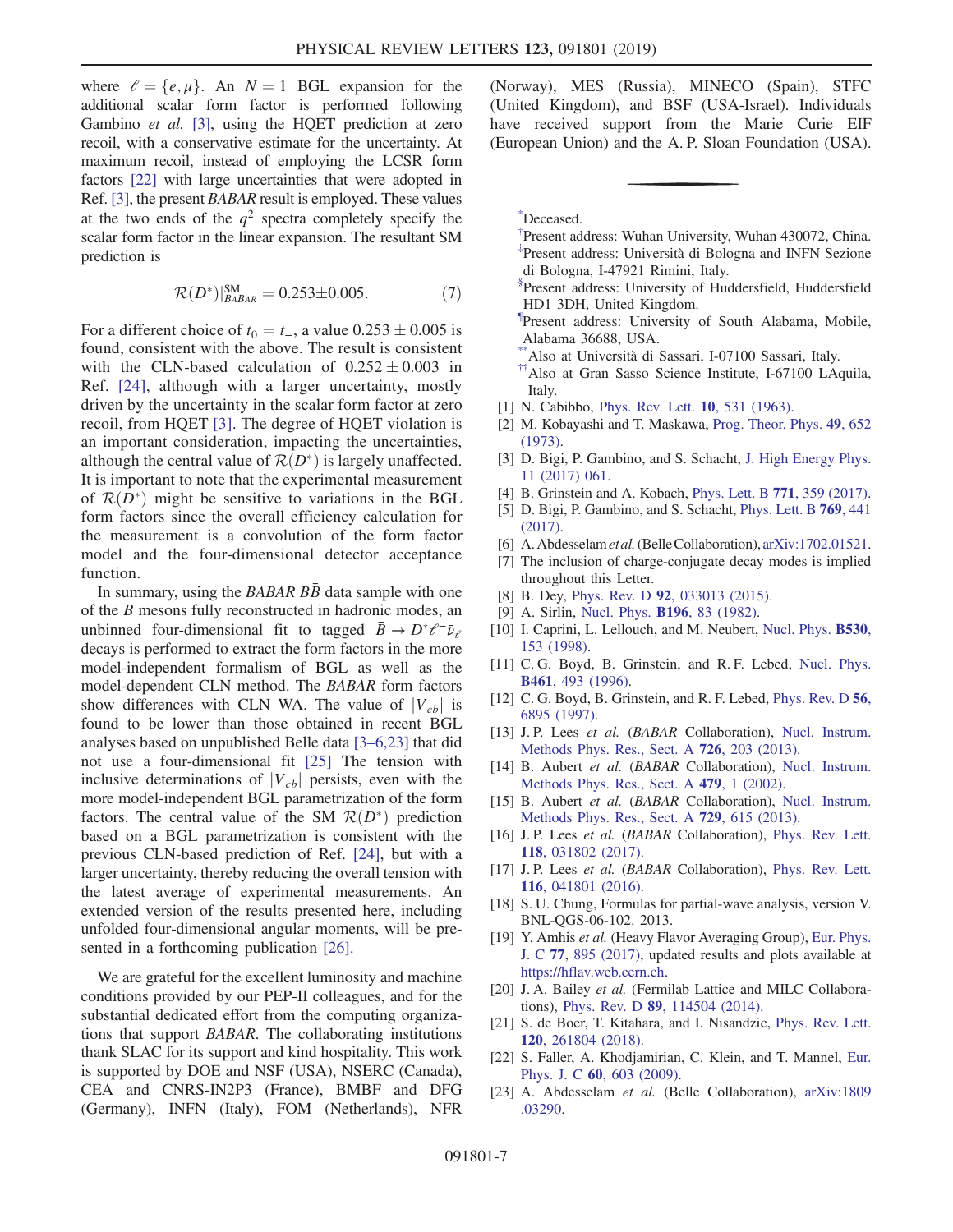where $\ell = \{e, \mu\}$. An $N = 1$ BGL expansion for the additional scalar form factor is performed following Gambino *et al.* [3], using the HQET prediction at zero recoil, with a conservative estimate for the uncertainty. At maximum recoil, instead of employing the LCSR form factors [22] with large uncertainties that were adopted in Ref. [3], the present *BABAR* result is employed. These values at the two ends of the $q^2$ spectra completely specify the scalar form factor in the linear expansion. The resultant SM prediction is

$$\mathcal{R}(D^*)|^{\rm SM}_{BABAR} = 0.253 \pm 0.005. \tag{7}$$

For a different choice of $t_0 = t_-$, a value $0.253 \pm 0.005$ is found, consistent with the above. The result is consistent with the CLN-based calculation of $0.252 \pm 0.003$ in Ref. [24], although with a larger uncertainty, mostly driven by the uncertainty in the scalar form factor at zero recoil, from HQET [3]. The degree of HQET violation is an important consideration, impacting the uncertainties, although the central value of $\mathcal{R}(D^*)$ is largely unaffected. It is important to note that the experimental measurement of $\mathcal{R}(D^*)$ might be sensitive to variations in the BGL form factors since the overall efficiency calculation for the measurement is a convolution of the form factor model and the four-dimensional detector acceptance function.

In summary, using the *BABAR* $B\bar{B}$ data sample with one of the $B$ mesons fully reconstructed in hadronic modes, an unbinned four-dimensional fit to tagged $\bar{B} \to D^* \ell^- \bar{\nu}_\ell$ decays is performed to extract the form factors in the more model-independent formalism of BGL as well as the model-dependent CLN method. The *BABAR* form factors show differences with CLN WA. The value of $|V_{cb}|$ is found to be lower than those obtained in recent BGL analyses based on unpublished Belle data [3–6,23] that did not use a four-dimensional fit [25] The tension with inclusive determinations of $|V_{cb}|$ persists, even with the more model-independent BGL parametrization of the form factors. The central value of the SM $\mathcal{R}(D^*)$ prediction based on a BGL parametrization is consistent with the previous CLN-based prediction of Ref. [24], but with a larger uncertainty, thereby reducing the overall tension with the latest average of experimental measurements. An extended version of the results presented here, including unfolded four-dimensional angular moments, will be presented in a forthcoming publication [26].

We are grateful for the excellent luminosity and machine conditions provided by our PEP-II colleagues, and for the substantial dedicated effort from the computing organizations that support *BABAR*. The collaborating institutions thank SLAC for its support and kind hospitality. This work is supported by DOE and NSF (USA), NSERC (Canada), CEA and CNRS-IN2P3 (France), BMBF and DFG (Germany), INFN (Italy), FOM (Netherlands), NFR (Norway), MES (Russia), MINECO (Spain), STFC (United Kingdom), and BSF (USA-Israel). Individuals have received support from the Marie Curie EIF (European Union) and the A. P. Sloan Foundation (USA).

---

*Deceased.

†Present address: Wuhan University, Wuhan 430072, China.

‡Present address: Università di Bologna and INFN Sezione di Bologna, I-47921 Rimini, Italy.

§Present address: University of Huddersfield, Huddersfield HD1 3DH, United Kingdom.

¶Present address: University of South Alabama, Mobile, Alabama 36688, USA.

**Also at Università di Sassari, I-07100 Sassari, Italy.

††Also at Gran Sasso Science Institute, I-67100 LAquila, Italy.

[1] N. Cabibbo, Phys. Rev. Lett. **10**, 531 (1963).
[2] M. Kobayashi and T. Maskawa, Prog. Theor. Phys. **49**, 652 (1973).
[3] D. Bigi, P. Gambino, and S. Schacht, J. High Energy Phys. 11 (2017) 061.
[4] B. Grinstein and A. Kobach, Phys. Lett. B **771**, 359 (2017).
[5] D. Bigi, P. Gambino, and S. Schacht, Phys. Lett. B **769**, 441 (2017).
[6] A. Abdesselam *et al.* (Belle Collaboration), arXiv:1702.01521.
[7] The inclusion of charge-conjugate decay modes is implied throughout this Letter.
[8] B. Dey, Phys. Rev. D **92**, 033013 (2015).
[9] A. Sirlin, Nucl. Phys. **B196**, 83 (1982).
[10] I. Caprini, L. Lellouch, and M. Neubert, Nucl. Phys. **B530**, 153 (1998).
[11] C. G. Boyd, B. Grinstein, and R. F. Lebed, Nucl. Phys. **B461**, 493 (1996).
[12] C. G. Boyd, B. Grinstein, and R. F. Lebed, Phys. Rev. D **56**, 6895 (1997).
[13] J. P. Lees *et al.* (*BABAR* Collaboration), Nucl. Instrum. Methods Phys. Res., Sect. A **726**, 203 (2013).
[14] B. Aubert *et al.* (*BABAR* Collaboration), Nucl. Instrum. Methods Phys. Res., Sect. A **479**, 1 (2002).
[15] B. Aubert *et al.* (*BABAR* Collaboration), Nucl. Instrum. Methods Phys. Res., Sect. A **729**, 615 (2013).
[16] J. P. Lees *et al.* (*BABAR* Collaboration), Phys. Rev. Lett. **118**, 031802 (2017).
[17] J. P. Lees *et al.* (*BABAR* Collaboration), Phys. Rev. Lett. **116**, 041801 (2016).
[18] S. U. Chung, Formulas for partial-wave analysis, version V. BNL-QGS-06-102. 2013.
[19] Y. Amhis *et al.* (Heavy Flavor Averaging Group), Eur. Phys. J. C **77**, 895 (2017), updated results and plots available at https://hflav.web.cern.ch.
[20] J. A. Bailey *et al.* (Fermilab Lattice and MILC Collaborations), Phys. Rev. D **89**, 114504 (2014).
[21] S. de Boer, T. Kitahara, and I. Nisandzic, Phys. Rev. Lett. **120**, 261804 (2018).
[22] S. Faller, A. Khodjamirian, C. Klein, and T. Mannel, Eur. Phys. J. C **60**, 603 (2009).
[23] A. Abdesselam *et al.* (Belle Collaboration), arXiv:1809.03290.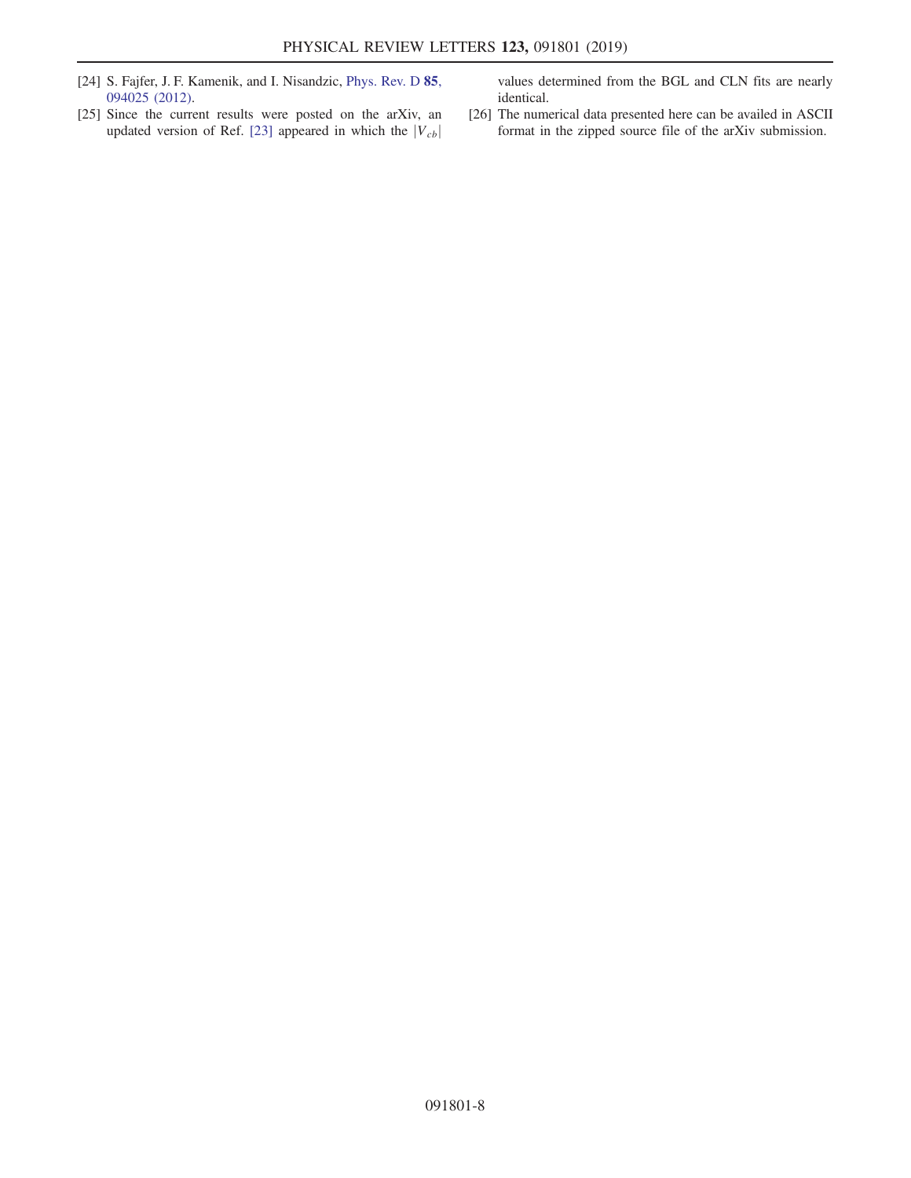[24] S. Fajfer, J. F. Kamenik, and I. Nisandzic, Phys. Rev. D **85**, 094025 (2012).

[25] Since the current results were posted on the arXiv, an updated version of Ref. [23] appeared in which the $|V_{cb}|$ values determined from the BGL and CLN fits are nearly identical.

[26] The numerical data presented here can be availed in ASCII format in the zipped source file of the arXiv submission.